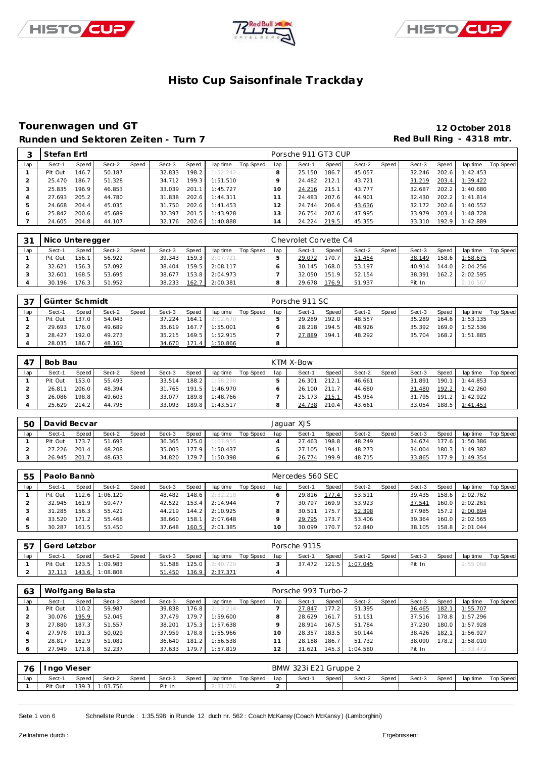# Histo Cup Saisonfinale Trackday

## Tourenwagen und GT

**12 October 2018**

### Runden und Sektoren Zeiten - Turn 7

**Red Bull Ring - 4318 mtr.**

| 3 | Stefan Ertl | | | | | | | | | Porsche 911 GT3 CUP | | | | | | | | |
|---|---|---|---|---|---|---|---|---|---|---|---|---|---|---|---|---|---|---|
| lap | Sect-1 | Speed | Sect-2 | Speed | Sect-3 | Speed | lap time | Top Speed | lap | Sect-1 | Speed | Sect-2 | Speed | Sect-3 | Speed | lap time | Top Speed |
| 1 | Pit Out | 146.7 | 50.187 | | 32.833 | 198.2 | 1:52.242 | | 8 | 25.150 | 186.7 | 45.057 | | 32.246 | 202.6 | 1:42.453 | |
| 2 | 25.470 | 186.7 | 51.328 | | 34.712 | 199.3 | 1:51.510 | | 9 | 24.482 | 212.1 | 43.721 | | 31.219 | 203.4 | 1:39.422 | |
| 3 | 25.835 | 196.9 | 46.853 | | 33.039 | 201.1 | 1:45.727 | | 10 | 24.216 | 215.1 | 43.777 | | 32.687 | 202.2 | 1:40.680 | |
| 4 | 27.693 | 205.2 | 44.780 | | 31.838 | 202.6 | 1:44.311 | | 11 | 24.483 | 207.6 | 44.901 | | 32.430 | 202.2 | 1:41.814 | |
| 5 | 24.668 | 204.4 | 45.035 | | 31.750 | 202.6 | 1:41.453 | | 12 | 24.744 | 206.4 | 43.636 | | 32.172 | 202.6 | 1:40.552 | |
| 6 | 25.842 | 200.6 | 45.689 | | 32.397 | 201.5 | 1:43.928 | | 13 | 26.754 | 207.6 | 47.995 | | 33.979 | 203.4 | 1:48.728 | |
| 7 | 24.605 | 204.8 | 44.107 | | 32.176 | 202.6 | 1:40.888 | | 14 | 24.224 | 219.5 | 45.355 | | 33.310 | 192.9 | 1:42.889 | |

| 31 | Nico Unteregger | | | | | | | | | Chevrolet Corvette C4 | | | | | | | | |
|---|---|---|---|---|---|---|---|---|---|---|---|---|---|---|---|---|---|---|
| lap | Sect-1 | Speed | Sect-2 | Speed | Sect-3 | Speed | lap time | Top Speed | lap | Sect-1 | Speed | Sect-2 | Speed | Sect-3 | Speed | lap time | Top Speed |
| 1 | Pit Out | 156.1 | 56.922 | | 39.343 | 159.3 | 2:07.721 | | 5 | 29.072 | 170.7 | 51.454 | | 38.149 | 158.6 | 1:58.675 | |
| 2 | 32.621 | 156.3 | 57.092 | | 38.404 | 159.5 | 2:08.117 | | 6 | 30.145 | 168.0 | 53.197 | | 40.914 | 144.0 | 2:04.256 | |
| 3 | 32.601 | 168.5 | 53.695 | | 38.677 | 153.8 | 2:04.973 | | 7 | 32.050 | 151.9 | 52.154 | | 38.391 | 162.2 | 2:02.595 | |
| 4 | 30.196 | 176.3 | 51.952 | | 38.233 | 162.7 | 2:00.381 | | 8 | 29.678 | 176.9 | 51.937 | | Pit In | | 2:10.567 | |

| 37 | Günter Schmidt | | | | | | | | | Porsche 911 SC | | | | | | | | |
|---|---|---|---|---|---|---|---|---|---|---|---|---|---|---|---|---|---|---|
| lap | Sect-1 | Speed | Sect-2 | Speed | Sect-3 | Speed | lap time | Top Speed | lap | Sect-1 | Speed | Sect-2 | Speed | Sect-3 | Speed | lap time | Top Speed |
| 1 | Pit Out | 137.0 | 54.043 | | 37.224 | 164.1 | 2:02.670 | | 5 | 29.289 | 192.0 | 48.557 | | 35.289 | 164.6 | 1:53.135 | |
| 2 | 29.693 | 176.0 | 49.689 | | 35.619 | 167.7 | 1:55.001 | | 6 | 28.218 | 194.5 | 48.926 | | 35.392 | 169.0 | 1:52.536 | |
| 3 | 28.427 | 192.0 | 49.273 | | 35.215 | 169.5 | 1:52.915 | | 7 | 27.889 | 194.1 | 48.292 | | 35.704 | 168.2 | 1:51.885 | |
| 4 | 28.035 | 186.7 | 48.161 | | 34.670 | 171.4 | 1:50.866 | | 8 | | | | | | | | |

| 47 | Bob Bau | | | | | | | | | KTM X-Bow | | | | | | | | |
|---|---|---|---|---|---|---|---|---|---|---|---|---|---|---|---|---|---|---|
| lap | Sect-1 | Speed | Sect-2 | Speed | Sect-3 | Speed | lap time | Top Speed | lap | Sect-1 | Speed | Sect-2 | Speed | Sect-3 | Speed | lap time | Top Speed |
| 1 | Pit Out | 153.0 | 55.493 | | 33.514 | 188.2 | 1:58.298 | | 5 | 26.301 | 212.1 | 46.661 | | 31.891 | 190.1 | 1:44.853 | |
| 2 | 26.811 | 206.0 | 48.394 | | 31.765 | 191.5 | 1:46.970 | | 6 | 26.100 | 211.7 | 44.680 | | 31.480 | 192.2 | 1:42.260 | |
| 3 | 26.086 | 198.8 | 49.603 | | 33.077 | 189.8 | 1:48.766 | | 7 | 25.173 | 215.1 | 45.954 | | 31.795 | 191.2 | 1:42.922 | |
| 4 | 25.629 | 214.2 | 44.795 | | 33.093 | 189.8 | 1:43.517 | | 8 | 24.738 | 210.4 | 43.661 | | 33.054 | 188.5 | 1:41.453 | |

| 50 | David Becvar | | | | | | | | | Jaguar XJS | | | | | | | | |
|---|---|---|---|---|---|---|---|---|---|---|---|---|---|---|---|---|---|---|
| lap | Sect-1 | Speed | Sect-2 | Speed | Sect-3 | Speed | lap time | Top Speed | lap | Sect-1 | Speed | Sect-2 | Speed | Sect-3 | Speed | lap time | Top Speed |
| 1 | Pit Out | 173.7 | 51.693 | | 36.365 | 175.0 | 1:57.955 | | 4 | 27.463 | 198.8 | 48.249 | | 34.674 | 177.6 | 1:50.386 | |
| 2 | 27.226 | 201.4 | 48.208 | | 35.003 | 177.9 | 1:50.437 | | 5 | 27.105 | 194.1 | 48.273 | | 34.004 | 180.3 | 1:49.382 | |
| 3 | 26.945 | 201.7 | 48.633 | | 34.820 | 179.7 | 1:50.398 | | 6 | 26.774 | 199.9 | 48.715 | | 33.865 | 177.9 | 1:49.354 | |

| 55 | Paolo Bannò | | | | | | | | | Mercedes 560 SEC | | | | | | | | |
|---|---|---|---|---|---|---|---|---|---|---|---|---|---|---|---|---|---|---|
| lap | Sect-1 | Speed | Sect-2 | Speed | Sect-3 | Speed | lap time | Top Speed | lap | Sect-1 | Speed | Sect-2 | Speed | Sect-3 | Speed | lap time | Top Speed |
| 1 | Pit Out | 112.6 | 1:06.120 | | 48.482 | 148.6 | 2:32.218 | | 6 | 29.816 | 177.4 | 53.511 | | 39.435 | 158.6 | 2:02.762 | |
| 2 | 32.945 | 161.9 | 59.477 | | 42.522 | 153.4 | 2:14.944 | | 7 | 30.797 | 169.9 | 53.923 | | 37.541 | 160.0 | 2:02.261 | |
| 3 | 31.285 | 156.3 | 55.421 | | 44.219 | 144.2 | 2:10.925 | | 8 | 30.511 | 175.7 | 52.398 | | 37.985 | 157.2 | 2:00.894 | |
| 4 | 33.520 | 171.2 | 55.468 | | 38.660 | 158.1 | 2:07.648 | | 9 | 29.795 | 173.7 | 53.406 | | 39.364 | 160.0 | 2:02.565 | |
| 5 | 30.287 | 161.5 | 53.450 | | 37.648 | 160.5 | 2:01.385 | | 10 | 30.099 | 170.7 | 52.840 | | 38.105 | 158.8 | 2:01.044 | |

| 57 | Gerd Letzbor | | | | | | | | | Porsche 911S | | | | | | | | |
|---|---|---|---|---|---|---|---|---|---|---|---|---|---|---|---|---|---|---|
| lap | Sect-1 | Speed | Sect-2 | Speed | Sect-3 | Speed | lap time | Top Speed | lap | Sect-1 | Speed | Sect-2 | Speed | Sect-3 | Speed | lap time | Top Speed |
| 1 | Pit Out | 123.5 | 1:09.983 | | 51.588 | 125.0 | 2:40.729 | | 3 | 37.472 | 121.5 | 1:07.045 | | Pit In | | 2:55.068 | |
| 2 | 37.113 | 143.6 | 1:08.808 | | 51.450 | 136.9 | 2:37.371 | | 4 | | | | | | | | |

| 63 | Wolfgang Belasta | | | | | | | | | Porsche 993 Turbo-2 | | | | | | | | |
|---|---|---|---|---|---|---|---|---|---|---|---|---|---|---|---|---|---|---|
| lap | Sect-1 | Speed | Sect-2 | Speed | Sect-3 | Speed | lap time | Top Speed | lap | Sect-1 | Speed | Sect-2 | Speed | Sect-3 | Speed | lap time | Top Speed |
| 1 | Pit Out | 110.2 | 59.987 | | 39.838 | 176.8 | 2:13.214 | | 7 | 27.847 | 177.2 | 51.395 | | 36.465 | 182.1 | 1:55.707 | |
| 2 | 30.076 | 195.9 | 52.045 | | 37.479 | 179.7 | 1:59.600 | | 8 | 28.629 | 161.7 | 51.151 | | 37.516 | 178.8 | 1:57.296 | |
| 3 | 27.880 | 187.3 | 51.557 | | 38.201 | 175.3 | 1:57.638 | | 9 | 28.914 | 167.5 | 51.784 | | 37.230 | 180.0 | 1:57.928 | |
| 4 | 27.978 | 191.3 | 50.029 | | 37.959 | 178.8 | 1:55.966 | | 10 | 28.357 | 183.5 | 50.144 | | 38.426 | 182.1 | 1:56.927 | |
| 5 | 28.817 | 162.9 | 51.081 | | 36.640 | 181.2 | 1:56.538 | | 11 | 28.188 | 186.7 | 51.732 | | 38.090 | 178.2 | 1:58.010 | |
| 6 | 27.949 | 171.8 | 52.237 | | 37.633 | 179.7 | 1:57.819 | | 12 | 31.621 | 145.3 | 1:04.580 | | Pit In | | 2:33.472 | |

| 76 | Ingo Vieser | | | | | | | | | BMW 323i E21 Gruppe 2 | | | | | | | | |
|---|---|---|---|---|---|---|---|---|---|---|---|---|---|---|---|---|---|---|
| lap | Sect-1 | Speed | Sect-2 | Speed | Sect-3 | Speed | lap time | Top Speed | lap | Sect-1 | Speed | Sect-2 | Speed | Sect-3 | Speed | lap time | Top Speed |
| 1 | Pit Out | 139.3 | 1:03.756 | | Pit In | | 2:31.776 | | 2 | | | | | | | | |

Schnellste Runde : 1:35.598 in Runde 12 duch nr. 562 : Coach McKansy (Coach McKansy) (Lamborghini)

Zeitnahme durch :

Ergebnissen: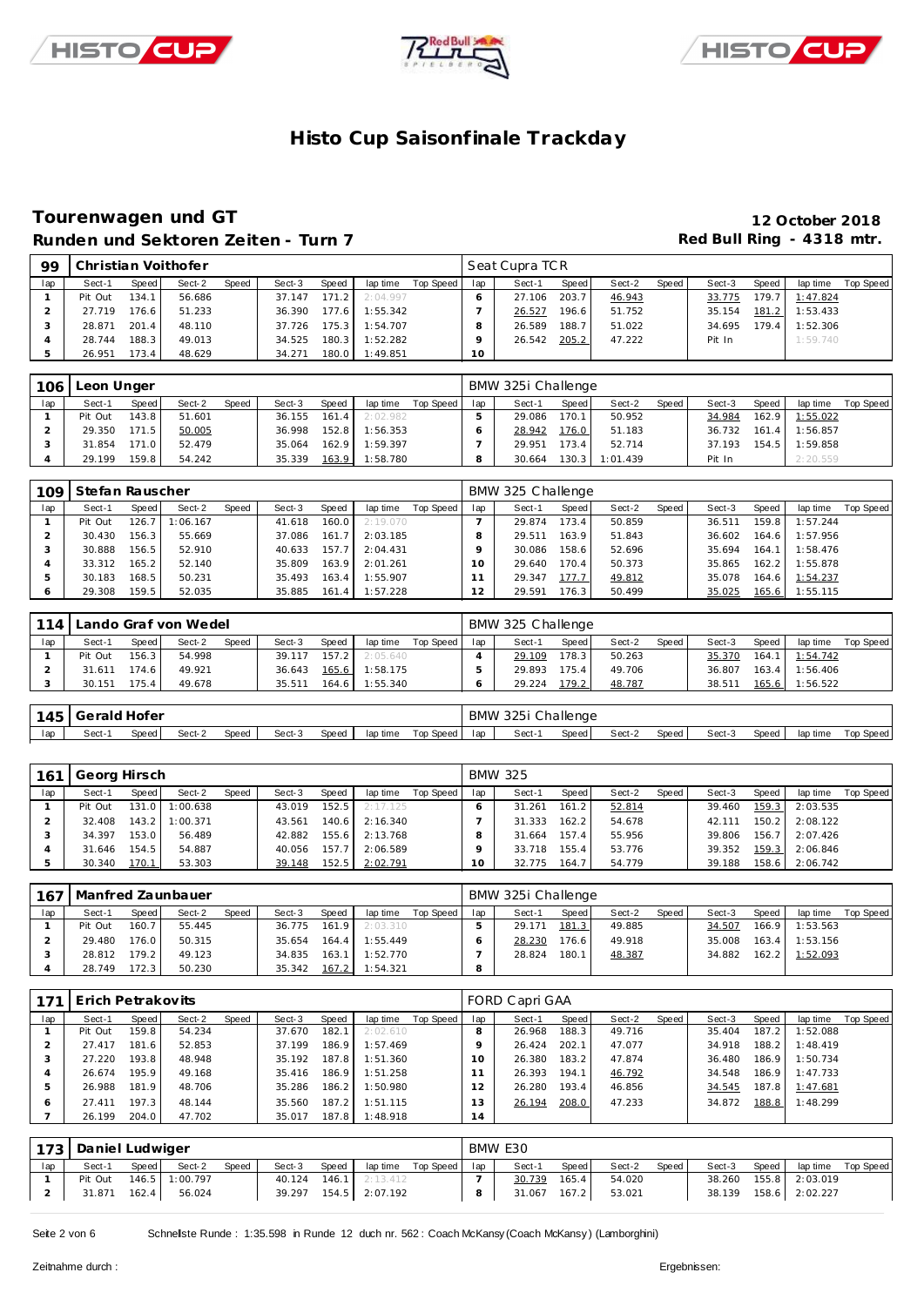# Histo Cup Saisonfinale Trackday

## Tourenwagen und GT

**12 October 2018**

### Runden und Sektoren Zeiten - Turn 7

**Red Bull Ring - 4318 mtr.**

| 99 | Christian Voithofer | | | | | | | | | Seat Cupra TCR | | | | | | | | |
|---|---|---|---|---|---|---|---|---|---|---|---|---|---|---|---|---|---|---|
| lap | Sect-1 | Speed | Sect-2 | Speed | Sect-3 | Speed | lap time | Top Speed | lap | Sect-1 | Speed | Sect-2 | Speed | Sect-3 | Speed | lap time | Top Speed |
| 1 | Pit Out | 134.1 | 56.686 | | 37.147 | 171.2 | 2:04.997 | | 6 | 27.106 | 203.7 | 46.943 | | 33.775 | 179.7 | 1:47.824 | |
| 2 | 27.719 | 176.6 | 51.233 | | 36.390 | 177.6 | 1:55.342 | | 7 | 26.527 | 196.6 | 51.752 | | 35.154 | 181.2 | 1:53.433 | |
| 3 | 28.871 | 201.4 | 48.110 | | 37.726 | 175.3 | 1:54.707 | | 8 | 26.589 | 188.7 | 51.022 | | 34.695 | 179.4 | 1:52.306 | |
| 4 | 28.744 | 188.3 | 49.013 | | 34.525 | 180.3 | 1:52.282 | | 9 | 26.542 | 205.2 | 47.222 | | Pit In | | 1:59.740 | |
| 5 | 26.951 | 173.4 | 48.629 | | 34.271 | 180.0 | 1:49.851 | | 10 | | | | | | | | |

| 106 | Leon Unger | | | | | | | | | BMW 325i Challenge | | | | | | | | |
|---|---|---|---|---|---|---|---|---|---|---|---|---|---|---|---|---|---|---|
| lap | Sect-1 | Speed | Sect-2 | Speed | Sect-3 | Speed | lap time | Top Speed | lap | Sect-1 | Speed | Sect-2 | Speed | Sect-3 | Speed | lap time | Top Speed |
| 1 | Pit Out | 143.8 | 51.601 | | 36.155 | 161.4 | 2:02.982 | | 5 | 29.086 | 170.1 | 50.952 | | 34.984 | 162.9 | 1:55.022 | |
| 2 | 29.350 | 171.5 | 50.005 | | 36.998 | 152.8 | 1:56.353 | | 6 | 28.942 | 176.0 | 51.183 | | 36.732 | 161.4 | 1:56.857 | |
| 3 | 31.854 | 171.0 | 52.479 | | 35.064 | 162.9 | 1:59.397 | | 7 | 29.951 | 173.4 | 52.714 | | 37.193 | 154.5 | 1:59.858 | |
| 4 | 29.199 | 159.8 | 54.242 | | 35.339 | 163.9 | 1:58.780 | | 8 | 30.664 | 130.3 | 1:01.439 | | Pit In | | 2:20.559 | |

| 109 | Stefan Rauscher | | | | | | | | | BMW 325 Challenge | | | | | | | | |
|---|---|---|---|---|---|---|---|---|---|---|---|---|---|---|---|---|---|---|
| lap | Sect-1 | Speed | Sect-2 | Speed | Sect-3 | Speed | lap time | Top Speed | lap | Sect-1 | Speed | Sect-2 | Speed | Sect-3 | Speed | lap time | Top Speed |
| 1 | Pit Out | 126.7 | 1:06.167 | | 41.618 | 160.0 | 2:19.070 | | 7 | 29.874 | 173.4 | 50.859 | | 36.511 | 159.8 | 1:57.244 | |
| 2 | 30.430 | 156.3 | 55.669 | | 37.086 | 161.7 | 2:03.185 | | 8 | 29.511 | 163.9 | 51.843 | | 36.602 | 164.6 | 1:57.956 | |
| 3 | 30.888 | 156.5 | 52.910 | | 40.633 | 157.7 | 2:04.431 | | 9 | 30.086 | 158.6 | 52.696 | | 35.694 | 164.1 | 1:58.476 | |
| 4 | 33.312 | 165.2 | 52.140 | | 35.809 | 163.9 | 2:01.261 | | 10 | 29.640 | 170.4 | 50.373 | | 35.865 | 162.2 | 1:55.878 | |
| 5 | 30.183 | 168.5 | 50.231 | | 35.493 | 163.4 | 1:55.907 | | 11 | 29.347 | 177.7 | 49.812 | | 35.078 | 164.6 | 1:54.237 | |
| 6 | 29.308 | 159.5 | 52.035 | | 35.885 | 161.4 | 1:57.228 | | 12 | 29.591 | 176.3 | 50.499 | | 35.025 | 165.6 | 1:55.115 | |

| 114 | Lando Graf von Wedel | | | | | | | | | BMW 325 Challenge | | | | | | | | |
|---|---|---|---|---|---|---|---|---|---|---|---|---|---|---|---|---|---|---|
| lap | Sect-1 | Speed | Sect-2 | Speed | Sect-3 | Speed | lap time | Top Speed | lap | Sect-1 | Speed | Sect-2 | Speed | Sect-3 | Speed | lap time | Top Speed |
| 1 | Pit Out | 156.3 | 54.998 | | 39.117 | 157.2 | 2:05.640 | | 4 | 29.109 | 178.3 | 50.263 | | 35.370 | 164.1 | 1:54.742 | |
| 2 | 31.611 | 174.6 | 49.921 | | 36.643 | 165.6 | 1:58.175 | | 5 | 29.893 | 175.4 | 49.706 | | 36.807 | 163.4 | 1:56.406 | |
| 3 | 30.151 | 175.4 | 49.678 | | 35.511 | 164.6 | 1:55.340 | | 6 | 29.224 | 179.2 | 48.787 | | 38.511 | 165.6 | 1:56.522 | |

| 145 | Gerald Hofer | | | | | | | | | BMW 325i Challenge | | | | | | | | |
|---|---|---|---|---|---|---|---|---|---|---|---|---|---|---|---|---|---|---|
| lap | Sect-1 | Speed | Sect-2 | Speed | Sect-3 | Speed | lap time | Top Speed | lap | Sect-1 | Speed | Sect-2 | Speed | Sect-3 | Speed | lap time | Top Speed |

| 161 | Georg Hirsch | | | | | | | | | BMW 325 | | | | | | | | |
|---|---|---|---|---|---|---|---|---|---|---|---|---|---|---|---|---|---|---|
| lap | Sect-1 | Speed | Sect-2 | Speed | Sect-3 | Speed | lap time | Top Speed | lap | Sect-1 | Speed | Sect-2 | Speed | Sect-3 | Speed | lap time | Top Speed |
| 1 | Pit Out | 131.0 | 1:00.638 | | 43.019 | 152.5 | 2:17.125 | | 6 | 31.261 | 161.2 | 52.814 | | 39.460 | 159.3 | 2:03.535 | |
| 2 | 32.408 | 143.2 | 1:00.371 | | 43.561 | 140.6 | 2:16.340 | | 7 | 31.333 | 162.2 | 54.678 | | 42.111 | 150.2 | 2:08.122 | |
| 3 | 34.397 | 153.0 | 56.489 | | 42.882 | 155.6 | 2:13.768 | | 8 | 31.664 | 157.4 | 55.956 | | 39.806 | 156.7 | 2:07.426 | |
| 4 | 31.646 | 154.5 | 54.887 | | 40.056 | 157.7 | 2:06.589 | | 9 | 33.718 | 155.4 | 53.776 | | 39.352 | 159.3 | 2:06.846 | |
| 5 | 30.340 | 170.1 | 53.303 | | 39.148 | 152.5 | 2:02.791 | | 10 | 32.775 | 164.7 | 54.779 | | 39.188 | 158.6 | 2:06.742 | |

| 167 | Manfred Zaunbauer | | | | | | | | | BMW 325i Challenge | | | | | | | | |
|---|---|---|---|---|---|---|---|---|---|---|---|---|---|---|---|---|---|---|
| lap | Sect-1 | Speed | Sect-2 | Speed | Sect-3 | Speed | lap time | Top Speed | lap | Sect-1 | Speed | Sect-2 | Speed | Sect-3 | Speed | lap time | Top Speed |
| 1 | Pit Out | 160.7 | 55.445 | | 36.775 | 161.9 | 2:03.310 | | 5 | 29.171 | 181.3 | 49.885 | | 34.507 | 166.9 | 1:53.563 | |
| 2 | 29.480 | 176.0 | 50.315 | | 35.654 | 164.4 | 1:55.449 | | 6 | 28.230 | 176.6 | 49.918 | | 35.008 | 163.4 | 1:53.156 | |
| 3 | 28.812 | 179.2 | 49.123 | | 34.835 | 163.1 | 1:52.770 | | 7 | 28.824 | 180.1 | 48.387 | | 34.882 | 162.2 | 1:52.093 | |
| 4 | 28.749 | 172.3 | 50.230 | | 35.342 | 167.2 | 1:54.321 | | 8 | | | | | | | | |

| 171 | Erich Petrakovits | | | | | | | | | FORD Capri GAA | | | | | | | | |
|---|---|---|---|---|---|---|---|---|---|---|---|---|---|---|---|---|---|---|
| lap | Sect-1 | Speed | Sect-2 | Speed | Sect-3 | Speed | lap time | Top Speed | lap | Sect-1 | Speed | Sect-2 | Speed | Sect-3 | Speed | lap time | Top Speed |
| 1 | Pit Out | 159.8 | 54.234 | | 37.670 | 182.1 | 2:02.610 | | 8 | 26.968 | 188.3 | 49.716 | | 35.404 | 187.2 | 1:52.088 | |
| 2 | 27.417 | 181.6 | 52.853 | | 37.199 | 186.9 | 1:57.469 | | 9 | 26.424 | 202.1 | 47.077 | | 34.918 | 188.2 | 1:48.419 | |
| 3 | 27.220 | 193.8 | 48.948 | | 35.192 | 187.8 | 1:51.360 | | 10 | 26.380 | 183.2 | 47.874 | | 36.480 | 186.9 | 1:50.734 | |
| 4 | 26.674 | 195.9 | 49.168 | | 35.416 | 186.9 | 1:51.258 | | 11 | 26.393 | 194.1 | 46.792 | | 34.548 | 186.9 | 1:47.733 | |
| 5 | 26.988 | 181.9 | 48.706 | | 35.286 | 186.2 | 1:50.980 | | 12 | 26.280 | 193.4 | 46.856 | | 34.545 | 187.8 | 1:47.681 | |
| 6 | 27.411 | 197.3 | 48.144 | | 35.560 | 187.2 | 1:51.115 | | 13 | 26.194 | 208.0 | 47.233 | | 34.872 | 188.8 | 1:48.299 | |
| 7 | 26.199 | 204.0 | 47.702 | | 35.017 | 187.8 | 1:48.918 | | 14 | | | | | | | | |

| 173 | Daniel Ludwiger | | | | | | | | | BMW E30 | | | | | | | | |
|---|---|---|---|---|---|---|---|---|---|---|---|---|---|---|---|---|---|---|
| lap | Sect-1 | Speed | Sect-2 | Speed | Sect-3 | Speed | lap time | Top Speed | lap | Sect-1 | Speed | Sect-2 | Speed | Sect-3 | Speed | lap time | Top Speed |
| 1 | Pit Out | 146.5 | 1:00.797 | | 40.124 | 146.1 | 2:13.412 | | 7 | 30.739 | 165.4 | 54.020 | | 38.260 | 155.8 | 2:03.019 | |
| 2 | 31.871 | 162.4 | 56.024 | | 39.297 | 154.5 | 2:07.192 | | 8 | 31.067 | 167.2 | 53.021 | | 38.139 | 158.6 | 2:02.227 | |

Schnellste Runde : 1:35.598 in Runde 12 duch nr. 562 : Coach McKansy (Coach McKansy) (Lamborghini)

Zeitnahme durch :

Ergebnissen: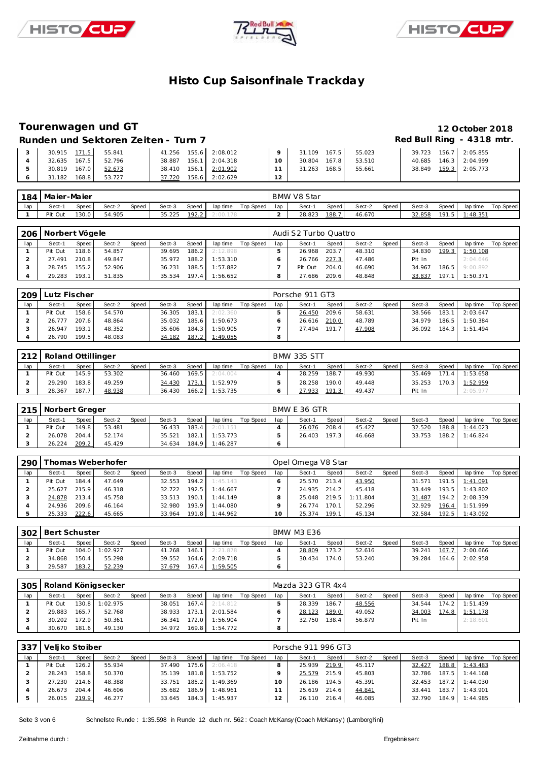# Histo Cup Saisonfinale Trackday

## Tourenwagen und GT

12 October 2018

### Runden und Sektoren Zeiten - Turn 7

Red Bull Ring - 4318 mtr.

| lap | Sect-1 | Speed | Sect-2 | Speed | Sect-3 | Speed | lap time | Top Speed | lap | Sect-1 | Speed | Sect-2 | Speed | Sect-3 | Speed | lap time | Top Speed |
|---|---|---|---|---|---|---|---|---|---|---|---|---|---|---|---|---|---|
| 3 | 30.915 | 171.5 | 55.841 | | 41.256 | 155.6 | 2:08.012 | | 9 | 31.109 | 167.5 | 55.023 | | 39.723 | 156.7 | 2:05.855 | |
| 4 | 32.635 | 167.5 | 52.796 | | 38.887 | 156.1 | 2:04.318 | | 10 | 30.804 | 167.8 | 53.510 | | 40.685 | 146.3 | 2:04.999 | |
| 5 | 30.819 | 167.0 | 52.673 | | 38.410 | 156.1 | 2:01.902 | | 11 | 31.263 | 168.5 | 55.661 | | 38.849 | 159.3 | 2:05.773 | |
| 6 | 31.182 | 168.8 | 53.727 | | 37.720 | 158.6 | 2:02.629 | | 12 | | | | | | | | |

**184 Maier-Maier** — BMW V8 Star

| lap | Sect-1 | Speed | Sect-2 | Speed | Sect-3 | Speed | lap time | Top Speed | lap | Sect-1 | Speed | Sect-2 | Speed | Sect-3 | Speed | lap time | Top Speed |
|---|---|---|---|---|---|---|---|---|---|---|---|---|---|---|---|---|---|
| 1 | Pit Out | 130.0 | 54.905 | | 35.225 | 192.2 | 2:00.178 | | 2 | 28.823 | 188.7 | 46.670 | | 32.858 | 191.5 | 1:48.351 | |

**206 Norbert Vögele** — Audi S2 Turbo Quattro

| lap | Sect-1 | Speed | Sect-2 | Speed | Sect-3 | Speed | lap time | Top Speed | lap | Sect-1 | Speed | Sect-2 | Speed | Sect-3 | Speed | lap time | Top Speed |
|---|---|---|---|---|---|---|---|---|---|---|---|---|---|---|---|---|---|
| 1 | Pit Out | 118.6 | 54.857 | | 39.695 | 186.2 | 2:12.898 | | 5 | 26.968 | 203.7 | 48.310 | | 34.830 | 199.3 | 1:50.108 | |
| 2 | 27.491 | 210.8 | 49.847 | | 35.972 | 188.2 | 1:53.310 | | 6 | 26.766 | 227.3 | 47.486 | | Pit In | | 2:04.646 | |
| 3 | 28.745 | 155.2 | 52.906 | | 36.231 | 188.5 | 1:57.882 | | 7 | Pit Out | 204.0 | 46.690 | | 34.967 | 186.5 | 9:00.892 | |
| 4 | 29.283 | 193.1 | 51.835 | | 35.534 | 197.4 | 1:56.652 | | 8 | 27.686 | 209.6 | 48.848 | | 33.837 | 197.1 | 1:50.371 | |

**209 Lutz Fischer** — Porsche 911 GT3

| lap | Sect-1 | Speed | Sect-2 | Speed | Sect-3 | Speed | lap time | Top Speed | lap | Sect-1 | Speed | Sect-2 | Speed | Sect-3 | Speed | lap time | Top Speed |
|---|---|---|---|---|---|---|---|---|---|---|---|---|---|---|---|---|---|
| 1 | Pit Out | 158.6 | 54.570 | | 36.305 | 183.1 | 2:02.360 | | 5 | 26.450 | 209.6 | 58.631 | | 38.566 | 183.1 | 2:03.647 | |
| 2 | 26.777 | 207.6 | 48.864 | | 35.032 | 185.6 | 1:50.673 | | 6 | 26.616 | 210.0 | 48.789 | | 34.979 | 186.5 | 1:50.384 | |
| 3 | 26.947 | 193.1 | 48.352 | | 35.606 | 184.3 | 1:50.905 | | 7 | 27.494 | 191.7 | 47.908 | | 36.092 | 184.3 | 1:51.494 | |
| 4 | 26.790 | 199.5 | 48.083 | | 34.182 | 187.2 | 1:49.055 | | 8 | | | | | | | | |

**212 Roland Ottillinger** — BMW 335 STT

| lap | Sect-1 | Speed | Sect-2 | Speed | Sect-3 | Speed | lap time | Top Speed | lap | Sect-1 | Speed | Sect-2 | Speed | Sect-3 | Speed | lap time | Top Speed |
|---|---|---|---|---|---|---|---|---|---|---|---|---|---|---|---|---|---|
| 1 | Pit Out | 145.9 | 53.302 | | 36.460 | 169.5 | 2:04.004 | | 4 | 28.259 | 188.7 | 49.930 | | 35.469 | 171.4 | 1:53.658 | |
| 2 | 29.290 | 183.8 | 49.259 | | 34.430 | 173.1 | 1:52.979 | | 5 | 28.258 | 190.0 | 49.448 | | 35.253 | 170.3 | 1:52.959 | |
| 3 | 28.367 | 187.7 | 48.938 | | 36.430 | 166.2 | 1:53.735 | | 6 | 27.933 | 191.3 | 49.437 | | Pit In | | 2:05.977 | |

**215 Norbert Greger** — BMW E 36 GTR

| lap | Sect-1 | Speed | Sect-2 | Speed | Sect-3 | Speed | lap time | Top Speed | lap | Sect-1 | Speed | Sect-2 | Speed | Sect-3 | Speed | lap time | Top Speed |
|---|---|---|---|---|---|---|---|---|---|---|---|---|---|---|---|---|---|
| 1 | Pit Out | 150.4 | 53.481 | | 36.433 | 183.4 | 2:01.151 | | 4 | 26.076 | 208.4 | 45.427 | | 32.520 | 188.8 | 1:44.023 | |
| 2 | 26.078 | 204.4 | 52.174 | | 35.521 | 182.1 | 1:53.773 | | 5 | 26.403 | 197.3 | 46.668 | | 33.753 | 188.2 | 1:46.824 | |
| 3 | 26.224 | 209.2 | 45.429 | | 34.634 | 184.9 | 1:46.287 | | 6 | | | | | | | | |

**290 Thomas Weberhofer** — Opel Omega V8 Star

| lap | Sect-1 | Speed | Sect-2 | Speed | Sect-3 | Speed | lap time | Top Speed | lap | Sect-1 | Speed | Sect-2 | Speed | Sect-3 | Speed | lap time | Top Speed |
|---|---|---|---|---|---|---|---|---|---|---|---|---|---|---|---|---|---|
| 1 | Pit Out | 184.4 | 47.649 | | 32.553 | 194.2 | 1:45.143 | | 6 | 25.570 | 213.4 | 43.950 | | 31.571 | 191.5 | 1:41.091 | |
| 2 | 25.627 | 215.9 | 46.318 | | 32.722 | 192.5 | 1:44.667 | | 7 | 24.935 | 214.2 | 45.418 | | 33.449 | 193.5 | 1:43.802 | |
| 3 | 24.878 | 213.4 | 45.758 | | 33.513 | 190.1 | 1:44.149 | | 8 | 25.048 | 219.5 | 1:11.804 | | 31.487 | 194.2 | 2:08.339 | |
| 4 | 24.936 | 209.6 | 46.164 | | 32.980 | 193.9 | 1:44.080 | | 9 | 26.774 | 170.1 | 52.296 | | 32.929 | 196.4 | 1:51.999 | |
| 5 | 25.333 | 222.6 | 45.665 | | 33.964 | 191.8 | 1:44.962 | | 10 | 25.374 | 199.1 | 45.134 | | 32.584 | 192.5 | 1:43.092 | |

**302 Bert Schuster** — BMW M3 E36

| lap | Sect-1 | Speed | Sect-2 | Speed | Sect-3 | Speed | lap time | Top Speed | lap | Sect-1 | Speed | Sect-2 | Speed | Sect-3 | Speed | lap time | Top Speed |
|---|---|---|---|---|---|---|---|---|---|---|---|---|---|---|---|---|---|
| 1 | Pit Out | 104.0 | 1:02.927 | | 41.268 | 146.1 | 2:21.878 | | 4 | 28.809 | 173.2 | 52.616 | | 39.241 | 167.7 | 2:00.666 | |
| 2 | 34.868 | 150.4 | 55.298 | | 39.552 | 164.6 | 2:09.718 | | 5 | 30.434 | 174.0 | 53.240 | | 39.284 | 164.6 | 2:02.958 | |
| 3 | 29.587 | 183.2 | 52.239 | | 37.679 | 167.4 | 1:59.505 | | 6 | | | | | | | | |

**305 Roland Königsecker** — Mazda 323 GTR 4x4

| lap | Sect-1 | Speed | Sect-2 | Speed | Sect-3 | Speed | lap time | Top Speed | lap | Sect-1 | Speed | Sect-2 | Speed | Sect-3 | Speed | lap time | Top Speed |
|---|---|---|---|---|---|---|---|---|---|---|---|---|---|---|---|---|---|
| 1 | Pit Out | 130.8 | 1:02.975 | | 38.051 | 167.4 | 2:14.812 | | 5 | 28.339 | 186.7 | 48.556 | | 34.544 | 174.2 | 1:51.439 | |
| 2 | 29.883 | 165.7 | 52.768 | | 38.933 | 173.1 | 2:01.584 | | 6 | 28.123 | 189.0 | 49.052 | | 34.003 | 174.8 | 1:51.178 | |
| 3 | 30.202 | 172.9 | 50.361 | | 36.341 | 172.0 | 1:56.904 | | 7 | 32.750 | 138.4 | 56.879 | | Pit In | | 2:18.601 | |
| 4 | 30.670 | 181.6 | 49.130 | | 34.972 | 169.8 | 1:54.772 | | 8 | | | | | | | | |

**337 Veljko Stoiber** — Porsche 911 996 GT3

| lap | Sect-1 | Speed | Sect-2 | Speed | Sect-3 | Speed | lap time | Top Speed | lap | Sect-1 | Speed | Sect-2 | Speed | Sect-3 | Speed | lap time | Top Speed |
|---|---|---|---|---|---|---|---|---|---|---|---|---|---|---|---|---|---|
| 1 | Pit Out | 126.2 | 55.934 | | 37.490 | 175.6 | 2:06.418 | | 8 | 25.939 | 219.9 | 45.117 | | 32.427 | 188.8 | 1:43.483 | |
| 2 | 28.243 | 158.8 | 50.370 | | 35.139 | 181.8 | 1:53.752 | | 9 | 25.579 | 215.9 | 45.803 | | 32.786 | 187.5 | 1:44.168 | |
| 3 | 27.230 | 214.6 | 48.388 | | 33.751 | 185.2 | 1:49.369 | | 10 | 26.186 | 194.5 | 45.391 | | 32.453 | 187.2 | 1:44.030 | |
| 4 | 26.673 | 204.4 | 46.606 | | 35.682 | 186.9 | 1:48.961 | | 11 | 25.619 | 214.6 | 44.841 | | 33.441 | 183.7 | 1:43.901 | |
| 5 | 26.015 | 219.9 | 46.277 | | 33.645 | 184.3 | 1:45.937 | | 12 | 26.110 | 216.4 | 46.085 | | 32.790 | 184.9 | 1:44.985 | |

Schnellste Runde : 1:35.598 in Runde 12 duch nr. 562 : Coach McKansy (Coach McKansy) (Lamborghini)

Zeitnahme durch :

Ergebnissen: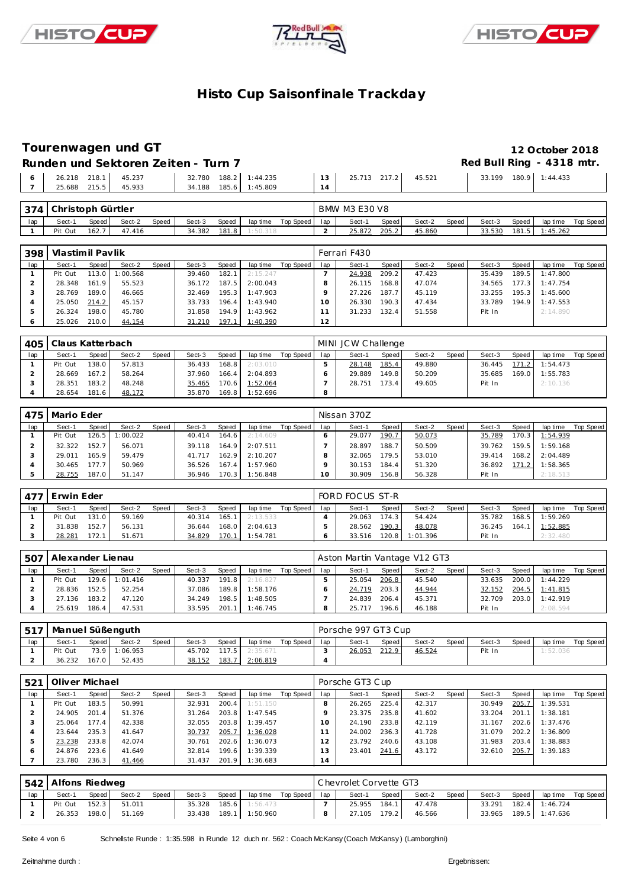# Histo Cup Saisonfinale Trackday

## Tourenwagen und GT

**12 October 2018**

**Runden und Sektoren Zeiten - Turn 7**

**Red Bull Ring - 4318 mtr.**

| lap | Sect-1 | Speed | Sect-2 | Speed | Sect-3 | Speed | lap time | Top Speed | lap | Sect-1 | Speed | Sect-2 | Speed | Sect-3 | Speed | lap time | Top Speed |
|---|---|---|---|---|---|---|---|---|---|---|---|---|---|---|---|---|---|
| 6 | 26.218 | 218.1 | 45.237 | | 32.780 | 188.2 | 1:44.235 | | 13 | 25.713 | 217.2 | 45.521 | | 33.199 | 180.9 | 1:44.433 | |
| 7 | 25.688 | 215.5 | 45.933 | | 34.188 | 185.6 | 1:45.809 | | 14 | | | | | | | | |

### 374 Christoph Gürtler — BMW M3 E30 V8

| lap | Sect-1 | Speed | Sect-2 | Speed | Sect-3 | Speed | lap time | Top Speed | lap | Sect-1 | Speed | Sect-2 | Speed | Sect-3 | Speed | lap time | Top Speed |
|---|---|---|---|---|---|---|---|---|---|---|---|---|---|---|---|---|---|
| 1 | Pit Out | 162.7 | 47.416 | | 34.382 | 181.8 | 1:50.318 | | 2 | 25.872 | 205.2 | 45.860 | | 33.530 | 181.5 | 1:45.262 | |

### 398 Vlastimil Pavlik — Ferrari F430

| lap | Sect-1 | Speed | Sect-2 | Speed | Sect-3 | Speed | lap time | Top Speed | lap | Sect-1 | Speed | Sect-2 | Speed | Sect-3 | Speed | lap time | Top Speed |
|---|---|---|---|---|---|---|---|---|---|---|---|---|---|---|---|---|---|
| 1 | Pit Out | 113.0 | 1:00.568 | | 39.460 | 182.1 | 2:15.247 | | 7 | 24.938 | 209.2 | 47.423 | | 35.439 | 189.5 | 1:47.800 | |
| 2 | 28.348 | 161.9 | 55.523 | | 36.172 | 187.5 | 2:00.043 | | 8 | 26.115 | 168.8 | 47.074 | | 34.565 | 177.3 | 1:47.754 | |
| 3 | 28.769 | 189.0 | 46.665 | | 32.469 | 195.3 | 1:47.903 | | 9 | 27.226 | 187.7 | 45.119 | | 33.255 | 195.3 | 1:45.600 | |
| 4 | 25.050 | 214.2 | 45.157 | | 33.733 | 196.4 | 1:43.940 | | 10 | 26.330 | 190.3 | 47.434 | | 33.789 | 194.9 | 1:47.553 | |
| 5 | 26.324 | 198.0 | 45.780 | | 31.858 | 194.9 | 1:43.962 | | 11 | 31.233 | 132.4 | 51.558 | | Pit In | | 2:14.890 | |
| 6 | 25.026 | 210.0 | 44.154 | | 31.210 | 197.1 | 1:40.390 | | 12 | | | | | | | | |

### 405 Claus Katterbach — MINI JCW Challenge

| lap | Sect-1 | Speed | Sect-2 | Speed | Sect-3 | Speed | lap time | Top Speed | lap | Sect-1 | Speed | Sect-2 | Speed | Sect-3 | Speed | lap time | Top Speed |
|---|---|---|---|---|---|---|---|---|---|---|---|---|---|---|---|---|---|
| 1 | Pit Out | 138.0 | 57.813 | | 36.433 | 168.8 | 2:03.010 | | 5 | 28.148 | 185.4 | 49.880 | | 36.445 | 171.2 | 1:54.473 | |
| 2 | 28.669 | 167.2 | 58.264 | | 37.960 | 166.4 | 2:04.893 | | 6 | 29.889 | 149.8 | 50.209 | | 35.685 | 169.0 | 1:55.783 | |
| 3 | 28.351 | 183.2 | 48.248 | | 35.465 | 170.6 | 1:52.064 | | 7 | 28.751 | 173.4 | 49.605 | | Pit In | | 2:10.136 | |
| 4 | 28.654 | 181.6 | 48.172 | | 35.870 | 169.8 | 1:52.696 | | 8 | | | | | | | | |

### 475 Mario Eder — Nissan 370Z

| lap | Sect-1 | Speed | Sect-2 | Speed | Sect-3 | Speed | lap time | Top Speed | lap | Sect-1 | Speed | Sect-2 | Speed | Sect-3 | Speed | lap time | Top Speed |
|---|---|---|---|---|---|---|---|---|---|---|---|---|---|---|---|---|---|
| 1 | Pit Out | 126.5 | 1:00.022 | | 40.414 | 164.6 | 2:14.609 | | 6 | 29.077 | 190.7 | 50.073 | | 35.789 | 170.3 | 1:54.939 | |
| 2 | 32.322 | 152.7 | 56.071 | | 39.118 | 164.9 | 2:07.511 | | 7 | 28.897 | 188.7 | 50.509 | | 39.762 | 159.5 | 1:59.168 | |
| 3 | 29.011 | 165.9 | 59.479 | | 41.717 | 162.9 | 2:10.207 | | 8 | 32.065 | 179.5 | 53.010 | | 39.414 | 168.2 | 2:04.489 | |
| 4 | 30.465 | 177.7 | 50.969 | | 36.526 | 167.4 | 1:57.960 | | 9 | 30.153 | 184.4 | 51.320 | | 36.892 | 171.2 | 1:58.365 | |
| 5 | 28.755 | 187.0 | 51.147 | | 36.946 | 170.3 | 1:56.848 | | 10 | 30.909 | 156.8 | 56.328 | | Pit In | | 2:18.513 | |

### 477 Erwin Eder — FORD FOCUS ST-R

| lap | Sect-1 | Speed | Sect-2 | Speed | Sect-3 | Speed | lap time | Top Speed | lap | Sect-1 | Speed | Sect-2 | Speed | Sect-3 | Speed | lap time | Top Speed |
|---|---|---|---|---|---|---|---|---|---|---|---|---|---|---|---|---|---|
| 1 | Pit Out | 131.0 | 59.169 | | 40.314 | 165.1 | 2:13.533 | | 4 | 29.063 | 174.3 | 54.424 | | 35.782 | 168.5 | 1:59.269 | |
| 2 | 31.838 | 152.7 | 56.131 | | 36.644 | 168.0 | 2:04.613 | | 5 | 28.562 | 190.3 | 48.078 | | 36.245 | 164.1 | 1:52.885 | |
| 3 | 28.281 | 172.1 | 51.671 | | 34.829 | 170.1 | 1:54.781 | | 6 | 33.516 | 120.8 | 1:01.396 | | Pit In | | 2:32.480 | |

### 507 Alexander Lienau — Aston Martin Vantage V12 GT3

| lap | Sect-1 | Speed | Sect-2 | Speed | Sect-3 | Speed | lap time | Top Speed | lap | Sect-1 | Speed | Sect-2 | Speed | Sect-3 | Speed | lap time | Top Speed |
|---|---|---|---|---|---|---|---|---|---|---|---|---|---|---|---|---|---|
| 1 | Pit Out | 129.6 | 1:01.416 | | 40.337 | 191.8 | 2:16.827 | | 5 | 25.054 | 206.8 | 45.540 | | 33.635 | 200.0 | 1:44.229 | |
| 2 | 28.836 | 152.5 | 52.254 | | 37.086 | 189.8 | 1:58.176 | | 6 | 24.719 | 203.3 | 44.944 | | 32.152 | 204.5 | 1:41.815 | |
| 3 | 27.136 | 183.2 | 47.120 | | 34.249 | 198.5 | 1:48.505 | | 7 | 24.839 | 206.4 | 45.371 | | 32.709 | 203.0 | 1:42.919 | |
| 4 | 25.619 | 186.4 | 47.531 | | 33.595 | 201.1 | 1:46.745 | | 8 | 25.717 | 196.6 | 46.188 | | Pit In | | 2:08.594 | |

### 517 Manuel Süßenguth — Porsche 997 GT3 Cup

| lap | Sect-1 | Speed | Sect-2 | Speed | Sect-3 | Speed | lap time | Top Speed | lap | Sect-1 | Speed | Sect-2 | Speed | Sect-3 | Speed | lap time | Top Speed |
|---|---|---|---|---|---|---|---|---|---|---|---|---|---|---|---|---|---|
| 1 | Pit Out | 73.9 | 1:06.953 | | 45.702 | 117.5 | 2:35.671 | | 3 | 26.053 | 212.9 | 46.524 | | Pit In | | 1:52.036 | |
| 2 | 36.232 | 167.0 | 52.435 | | 38.152 | 183.7 | 2:06.819 | | 4 | | | | | | | | |

### 521 Oliver Michael — Porsche GT3 Cup

| lap | Sect-1 | Speed | Sect-2 | Speed | Sect-3 | Speed | lap time | Top Speed | lap | Sect-1 | Speed | Sect-2 | Speed | Sect-3 | Speed | lap time | Top Speed |
|---|---|---|---|---|---|---|---|---|---|---|---|---|---|---|---|---|---|
| 1 | Pit Out | 183.5 | 50.991 | | 32.931 | 200.4 | 1:51.150 | | 8 | 26.265 | 225.4 | 42.317 | | 30.949 | 205.7 | 1:39.531 | |
| 2 | 24.905 | 201.4 | 51.376 | | 31.264 | 203.8 | 1:47.545 | | 9 | 23.375 | 235.8 | 41.602 | | 33.204 | 201.1 | 1:38.181 | |
| 3 | 25.064 | 177.4 | 42.338 | | 32.055 | 203.8 | 1:39.457 | | 10 | 24.190 | 233.8 | 42.119 | | 31.167 | 202.6 | 1:37.476 | |
| 4 | 23.644 | 235.3 | 41.647 | | 30.737 | 205.7 | 1:36.028 | | 11 | 24.002 | 236.3 | 41.728 | | 31.079 | 202.2 | 1:36.809 | |
| 5 | 23.238 | 233.8 | 42.074 | | 30.761 | 202.6 | 1:36.073 | | 12 | 23.792 | 240.6 | 43.108 | | 31.983 | 203.4 | 1:38.883 | |
| 6 | 24.876 | 223.6 | 41.649 | | 32.814 | 199.6 | 1:39.339 | | 13 | 23.401 | 241.6 | 43.172 | | 32.610 | 205.7 | 1:39.183 | |
| 7 | 23.780 | 236.3 | 41.466 | | 31.437 | 201.9 | 1:36.683 | | 14 | | | | | | | | |

### 542 Alfons Riedweg — Chevrolet Corvette GT3

| lap | Sect-1 | Speed | Sect-2 | Speed | Sect-3 | Speed | lap time | Top Speed | lap | Sect-1 | Speed | Sect-2 | Speed | Sect-3 | Speed | lap time | Top Speed |
|---|---|---|---|---|---|---|---|---|---|---|---|---|---|---|---|---|---|
| 1 | Pit Out | 152.3 | 51.011 | | 35.328 | 185.6 | 1:56.473 | | 7 | 25.955 | 184.1 | 47.478 | | 33.291 | 182.4 | 1:46.724 | |
| 2 | 26.353 | 198.0 | 51.169 | | 33.438 | 189.1 | 1:50.960 | | 8 | 27.105 | 179.2 | 46.566 | | 33.965 | 189.5 | 1:47.636 | |

Schnellste Runde : 1:35.598 in Runde 12 duch nr. 562 : Coach McKansy (Coach McKansy) (Lamborghini)

Zeitnahme durch :

Ergebnissen: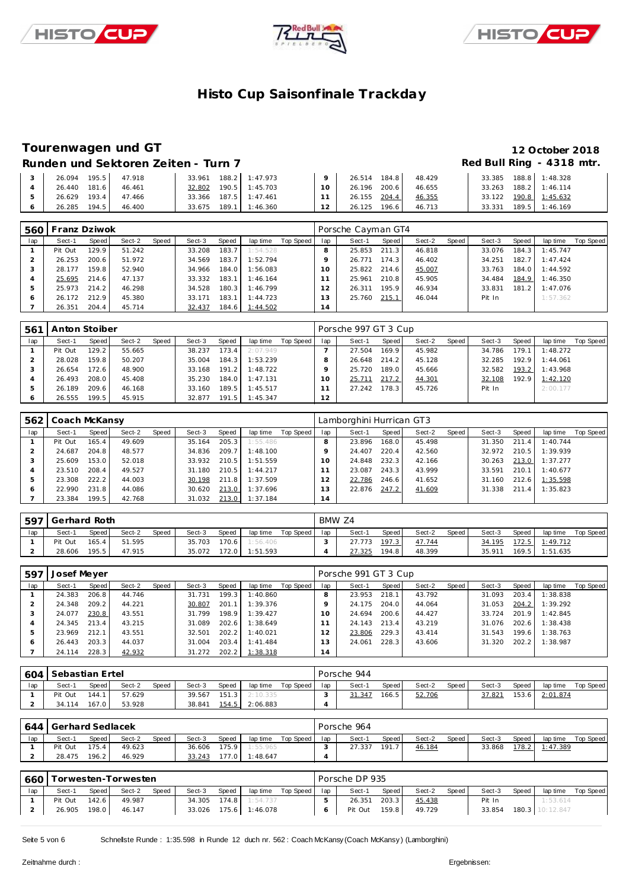# Histo Cup Saisonfinale Trackday

## Tourenwagen und GT

**12 October 2018**

### Runden und Sektoren Zeiten - Turn 7

**Red Bull Ring - 4318 mtr.**

| lap | Sect-1 | Speed | Sect-2 | Speed | Sect-3 | Speed | lap time | Top Speed | lap | Sect-1 | Speed | Sect-2 | Speed | Sect-3 | Speed | lap time | Top Speed |
|---|---|---|---|---|---|---|---|---|---|---|---|---|---|---|---|---|---|
| 3 | 26.094 | 195.5 | 47.918 | | 33.961 | 188.2 | 1:47.973 | | 9 | 26.514 | 184.8 | 48.429 | | 33.385 | 188.8 | 1:48.328 | |
| 4 | 26.440 | 181.6 | 46.461 | | 32.802 | 190.5 | 1:45.703 | | 10 | 26.196 | 200.6 | 46.655 | | 33.263 | 188.2 | 1:46.114 | |
| 5 | 26.629 | 193.4 | 47.466 | | 33.366 | 187.5 | 1:47.461 | | 11 | 26.155 | 204.4 | 46.355 | | 33.122 | 190.8 | 1:45.632 | |
| 6 | 26.285 | 194.5 | 46.400 | | 33.675 | 189.1 | 1:46.360 | | 12 | 26.125 | 196.6 | 46.713 | | 33.331 | 189.5 | 1:46.169 | |

**560 Franz Dziwok** — Porsche Cayman GT4

| lap | Sect-1 | Speed | Sect-2 | Speed | Sect-3 | Speed | lap time | Top Speed | lap | Sect-1 | Speed | Sect-2 | Speed | Sect-3 | Speed | lap time | Top Speed |
|---|---|---|---|---|---|---|---|---|---|---|---|---|---|---|---|---|---|
| 1 | Pit Out | 129.9 | 51.242 | | 33.208 | 183.7 | 1:54.528 | | 8 | 25.853 | 211.3 | 46.818 | | 33.076 | 184.3 | 1:45.747 | |
| 2 | 26.253 | 200.6 | 51.972 | | 34.569 | 183.7 | 1:52.794 | | 9 | 26.771 | 174.3 | 46.402 | | 34.251 | 182.7 | 1:47.424 | |
| 3 | 28.177 | 159.8 | 52.940 | | 34.966 | 184.0 | 1:56.083 | | 10 | 25.822 | 214.6 | 45.007 | | 33.763 | 184.0 | 1:44.592 | |
| 4 | 25.695 | 214.6 | 47.137 | | 33.332 | 183.1 | 1:46.164 | | 11 | 25.961 | 210.8 | 45.905 | | 34.484 | 184.9 | 1:46.350 | |
| 5 | 25.973 | 214.2 | 46.298 | | 34.528 | 180.3 | 1:46.799 | | 12 | 26.311 | 195.9 | 46.934 | | 33.831 | 181.2 | 1:47.076 | |
| 6 | 26.172 | 212.9 | 45.380 | | 33.171 | 183.1 | 1:44.723 | | 13 | 25.760 | 215.1 | 46.044 | | Pit In | | 1:57.362 | |
| 7 | 26.351 | 204.4 | 45.714 | | 32.437 | 184.6 | 1:44.502 | | 14 | | | | | | | | |

**561 Anton Stoiber** — Porsche 997 GT 3 Cup

| lap | Sect-1 | Speed | Sect-2 | Speed | Sect-3 | Speed | lap time | Top Speed | lap | Sect-1 | Speed | Sect-2 | Speed | Sect-3 | Speed | lap time | Top Speed |
|---|---|---|---|---|---|---|---|---|---|---|---|---|---|---|---|---|---|
| 1 | Pit Out | 129.2 | 55.665 | | 38.237 | 173.4 | 2:07.949 | | 7 | 27.504 | 169.9 | 45.982 | | 34.786 | 179.1 | 1:48.272 | |
| 2 | 28.028 | 159.8 | 50.207 | | 35.004 | 184.3 | 1:53.239 | | 8 | 26.648 | 214.2 | 45.128 | | 32.285 | 192.9 | 1:44.061 | |
| 3 | 26.654 | 172.6 | 48.900 | | 33.168 | 191.2 | 1:48.722 | | 9 | 25.720 | 189.0 | 45.666 | | 32.582 | 193.2 | 1:43.968 | |
| 4 | 26.493 | 208.0 | 45.408 | | 35.230 | 184.0 | 1:47.131 | | 10 | 25.711 | 217.2 | 44.301 | | 32.108 | 192.9 | 1:42.120 | |
| 5 | 26.189 | 209.6 | 46.168 | | 33.160 | 189.5 | 1:45.517 | | 11 | 27.242 | 178.3 | 45.726 | | Pit In | | 2:00.177 | |
| 6 | 26.555 | 199.5 | 45.915 | | 32.877 | 191.5 | 1:45.347 | | 12 | | | | | | | | |

**562 Coach McKansy** — Lamborghini Hurrican GT3

| lap | Sect-1 | Speed | Sect-2 | Speed | Sect-3 | Speed | lap time | Top Speed | lap | Sect-1 | Speed | Sect-2 | Speed | Sect-3 | Speed | lap time | Top Speed |
|---|---|---|---|---|---|---|---|---|---|---|---|---|---|---|---|---|---|
| 1 | Pit Out | 165.4 | 49.609 | | 35.164 | 205.3 | 1:55.486 | | 8 | 23.896 | 168.0 | 45.498 | | 31.350 | 211.4 | 1:40.744 | |
| 2 | 24.687 | 204.8 | 48.577 | | 34.836 | 209.7 | 1:48.100 | | 9 | 24.407 | 220.4 | 42.560 | | 32.972 | 210.5 | 1:39.939 | |
| 3 | 25.609 | 153.0 | 52.018 | | 33.932 | 210.5 | 1:51.559 | | 10 | 24.848 | 232.3 | 42.166 | | 30.263 | 213.0 | 1:37.277 | |
| 4 | 23.510 | 208.4 | 49.527 | | 31.180 | 210.5 | 1:44.217 | | 11 | 23.087 | 243.3 | 43.999 | | 33.591 | 210.1 | 1:40.677 | |
| 5 | 23.308 | 222.2 | 44.003 | | 30.198 | 211.8 | 1:37.509 | | 12 | 22.786 | 246.6 | 41.652 | | 31.160 | 212.6 | 1:35.598 | |
| 6 | 22.990 | 231.8 | 44.086 | | 30.620 | 213.0 | 1:37.696 | | 13 | 22.876 | 247.2 | 41.609 | | 31.338 | 211.4 | 1:35.823 | |
| 7 | 23.384 | 199.5 | 42.768 | | 31.032 | 213.0 | 1:37.184 | | 14 | | | | | | | | |

**597 Gerhard Roth** — BMW Z4

| lap | Sect-1 | Speed | Sect-2 | Speed | Sect-3 | Speed | lap time | Top Speed | lap | Sect-1 | Speed | Sect-2 | Speed | Sect-3 | Speed | lap time | Top Speed |
|---|---|---|---|---|---|---|---|---|---|---|---|---|---|---|---|---|---|
| 1 | Pit Out | 165.4 | 51.595 | | 35.703 | 170.6 | 1:56.406 | | 3 | 27.773 | 197.3 | 47.744 | | 34.195 | 172.5 | 1:49.712 | |
| 2 | 28.606 | 195.5 | 47.915 | | 35.072 | 172.0 | 1:51.593 | | 4 | 27.325 | 194.8 | 48.399 | | 35.911 | 169.5 | 1:51.635 | |

**597 Josef Meyer** — Porsche 991 GT 3 Cup

| lap | Sect-1 | Speed | Sect-2 | Speed | Sect-3 | Speed | lap time | Top Speed | lap | Sect-1 | Speed | Sect-2 | Speed | Sect-3 | Speed | lap time | Top Speed |
|---|---|---|---|---|---|---|---|---|---|---|---|---|---|---|---|---|---|
| 1 | 24.383 | 206.8 | 44.746 | | 31.731 | 199.3 | 1:40.860 | | 8 | 23.953 | 218.1 | 43.792 | | 31.093 | 203.4 | 1:38.838 | |
| 2 | 24.348 | 209.2 | 44.221 | | 30.807 | 201.1 | 1:39.376 | | 9 | 24.175 | 204.0 | 44.064 | | 31.053 | 204.2 | 1:39.292 | |
| 3 | 24.077 | 230.8 | 43.551 | | 31.799 | 198.9 | 1:39.427 | | 10 | 24.694 | 200.6 | 44.427 | | 33.724 | 201.9 | 1:42.845 | |
| 4 | 24.345 | 213.4 | 43.215 | | 31.089 | 202.6 | 1:38.649 | | 11 | 24.143 | 213.4 | 43.219 | | 31.076 | 202.6 | 1:38.438 | |
| 5 | 23.969 | 212.1 | 43.551 | | 32.501 | 202.2 | 1:40.021 | | 12 | 23.806 | 229.3 | 43.414 | | 31.543 | 199.6 | 1:38.763 | |
| 6 | 26.443 | 203.3 | 44.037 | | 31.004 | 203.4 | 1:41.484 | | 13 | 24.061 | 228.3 | 43.606 | | 31.320 | 202.2 | 1:38.987 | |
| 7 | 24.114 | 228.3 | 42.932 | | 31.272 | 202.2 | 1:38.318 | | 14 | | | | | | | | |

**604 Sebastian Ertel** — Porsche 944

| lap | Sect-1 | Speed | Sect-2 | Speed | Sect-3 | Speed | lap time | Top Speed | lap | Sect-1 | Speed | Sect-2 | Speed | Sect-3 | Speed | lap time | Top Speed |
|---|---|---|---|---|---|---|---|---|---|---|---|---|---|---|---|---|---|
| 1 | Pit Out | 144.1 | 57.629 | | 39.567 | 151.3 | 2:10.335 | | 3 | 31.347 | 166.5 | 52.706 | | 37.821 | 153.6 | 2:01.874 | |
| 2 | 34.114 | 167.0 | 53.928 | | 38.841 | 154.5 | 2:06.883 | | 4 | | | | | | | | |

**644 Gerhard Sedlacek** — Porsche 964

| lap | Sect-1 | Speed | Sect-2 | Speed | Sect-3 | Speed | lap time | Top Speed | lap | Sect-1 | Speed | Sect-2 | Speed | Sect-3 | Speed | lap time | Top Speed |
|---|---|---|---|---|---|---|---|---|---|---|---|---|---|---|---|---|---|
| 1 | Pit Out | 175.4 | 49.623 | | 36.606 | 175.9 | 1:55.965 | | 3 | 27.337 | 191.7 | 46.184 | | 33.868 | 178.2 | 1:47.389 | |
| 2 | 28.475 | 196.2 | 46.929 | | 33.243 | 177.0 | 1:48.647 | | 4 | | | | | | | | |

**660 Torwesten-Torwesten** — Porsche DP 935

| lap | Sect-1 | Speed | Sect-2 | Speed | Sect-3 | Speed | lap time | Top Speed | lap | Sect-1 | Speed | Sect-2 | Speed | Sect-3 | Speed | lap time | Top Speed |
|---|---|---|---|---|---|---|---|---|---|---|---|---|---|---|---|---|---|
| 1 | Pit Out | 142.6 | 49.987 | | 34.305 | 174.8 | 1:54.737 | | 5 | 26.351 | 203.3 | 45.438 | | Pit In | | 1:53.614 | |
| 2 | 26.905 | 198.0 | 46.147 | | 33.026 | 175.6 | 1:46.078 | | 6 | Pit Out | 159.8 | 49.729 | | 33.854 | 180.3 | 10:12.847 | |

Schnellste Runde : 1:35.598 in Runde 12 duch nr. 562 : Coach McKansy (Coach McKansy) (Lamborghini)

Zeitnahme durch :

Ergebnissen: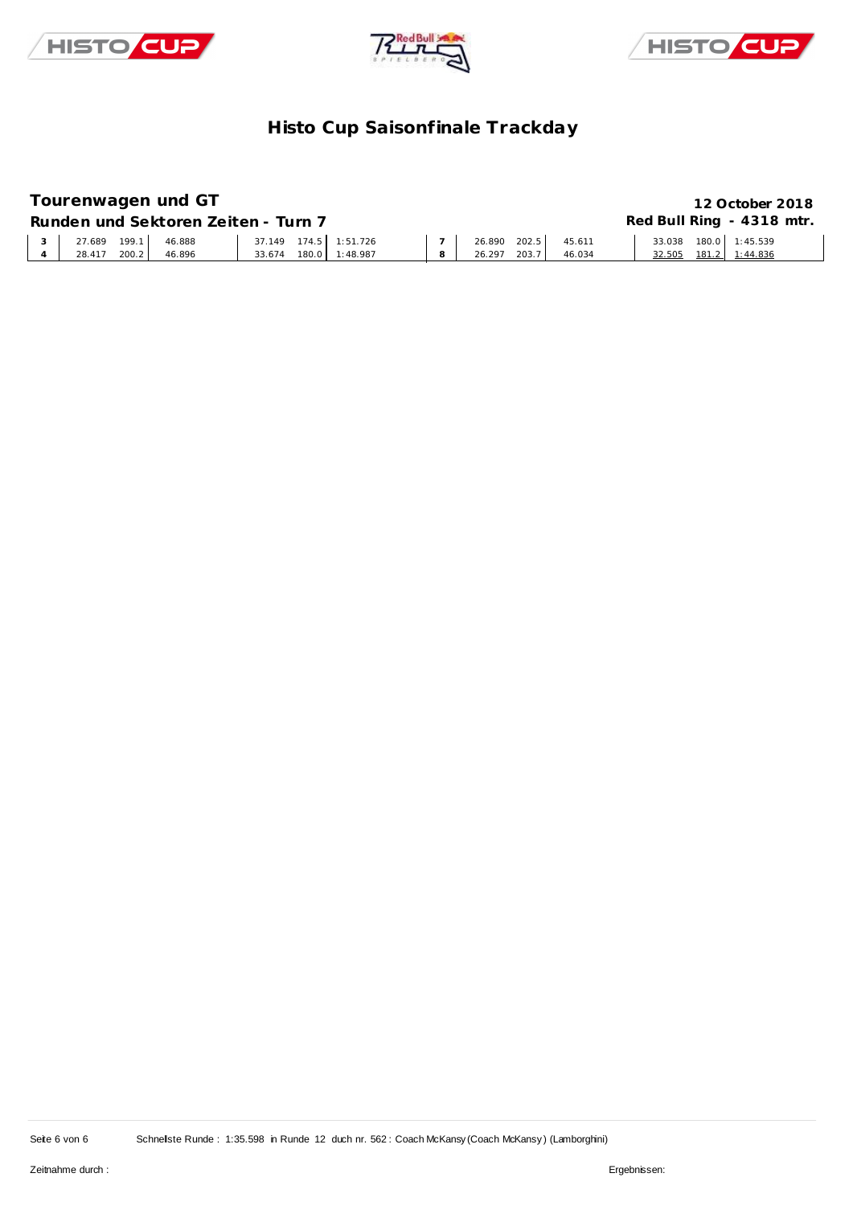# Histo Cup Saisonfinale Trackday

## Tourenwagen und GT

**12 October 2018**

### Runden und Sektoren Zeiten - Turn 7

**Red Bull Ring - 4318 mtr.**

| | | | | | | | | | | | | | | |
|---|---|---|---|---|---|---|---|---|---|---|---|---|---|---|
| **3** | 27.689 | 199.1 | 46.888 | 37.149 | 174.5 | 1:51.726 | | **7** | 26.890 | 202.5 | 45.611 | 33.038 | 180.0 | 1:45.539 |
| **4** | 28.417 | 200.2 | 46.896 | 33.674 | 180.0 | 1:48.987 | | **8** | 26.297 | 203.7 | 46.034 | 32.505 | 181.2 | 1:44.836 |

Schnellste Runde : 1:35.598 in Runde 12 duch nr. 562 : Coach McKansy (Coach McKansy) (Lamborghini)

Zeitnahme durch :

Ergebnissen: